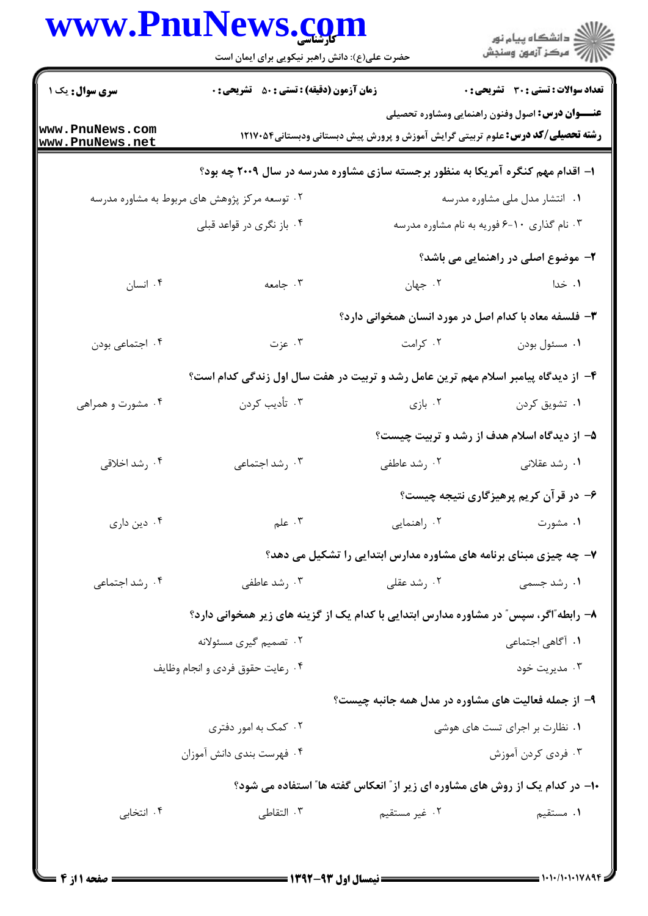**سری سوال:** یک ۱

**زمان آزمون (دقیقه) : تستی : ۵۰ تشریحی : ۰**

**تعداد سوالات : تستی : ۳۰ تشریحی : ۰**

**عنـــوان درس:** اصول وفنون راهنمایی ومشاوره تحصیلی

**رشته تحصیلی/کد درس:** علوم تربیتی گرایش آموزش و پرورش پیش دبستانی ودبستانی۱۲۱۷۰۵۴

**۱- اقدام مهم کنگره آمریکا به منظور برجسته سازی مشاوره مدرسه در سال ۲۰۰۹ چه بود؟**

۱. انتشار مدل ملی مشاوره مدرسه

۲. توسعه مرکز پژوهش های مربوط به مشاوره مدرسه

۳. نام گذاری ۱۰-۶ فوریه به نام مشاوره مدرسه

۴. باز نگری در قواعد قبلی

**۲- موضوع اصلی در راهنمایی می باشد؟**

۱. خدا

۲. جهان

۳. جامعه

۴. انسان

**۳- فلسفه معاد با کدام اصل در مورد انسان همخوانی دارد؟**

۱. مسئول بودن

۲. کرامت

۳. عزت

۴. اجتماعی بودن

**۴- از دیدگاه پیامبر اسلام مهم ترین عامل رشد و تربیت در هفت سال اول زندگی کدام است؟**

۱. تشویق کردن

۲. بازی

۳. تأدیب کردن

۴. مشورت و همراهی

**۵- از دیدگاه اسلام هدف از رشد و تربیت چیست؟**

۱. رشد عقلانی

۲. رشد عاطفی

۳. رشد اجتماعی

۴. رشد اخلاقی

**۶- در قرآن کریم پرهیزگاری نتیجه چیست؟**

۱. مشورت

۲. راهنمایی

۳. علم

۴. دین داری

**۷- چه چیزی مبنای برنامه های مشاوره مدارس ابتدایی را تشکیل می دهد؟**

۱. رشد جسمی

۲. رشد عقلی

۳. رشد عاطفی

۴. رشد اجتماعی

**۸- رابطه "اگر، سپس" در مشاوره مدارس ابتدایی با کدام یک از گزینه های زیر همخوانی دارد؟**

۱. آگاهی اجتماعی

۲. تصمیم گیری مسئولانه

۳. مدیریت خود

۴. رعایت حقوق فردی و انجام وظایف

**۹- از جمله فعالیت های مشاوره در مدل همه جانبه چیست؟**

۱. نظارت بر اجرای تست های هوشی

۲. کمک به امور دفتری

۳. فردی کردن آموزش

۴. فهرست بندی دانش آموزان

**۱۰- در کدام یک از روش های مشاوره ای زیر از" انعکاس گفته ها" استفاده می شود؟**

۱. مستقیم

۲. غیر مستقیم

۳. التقاطی

۴. انتخابی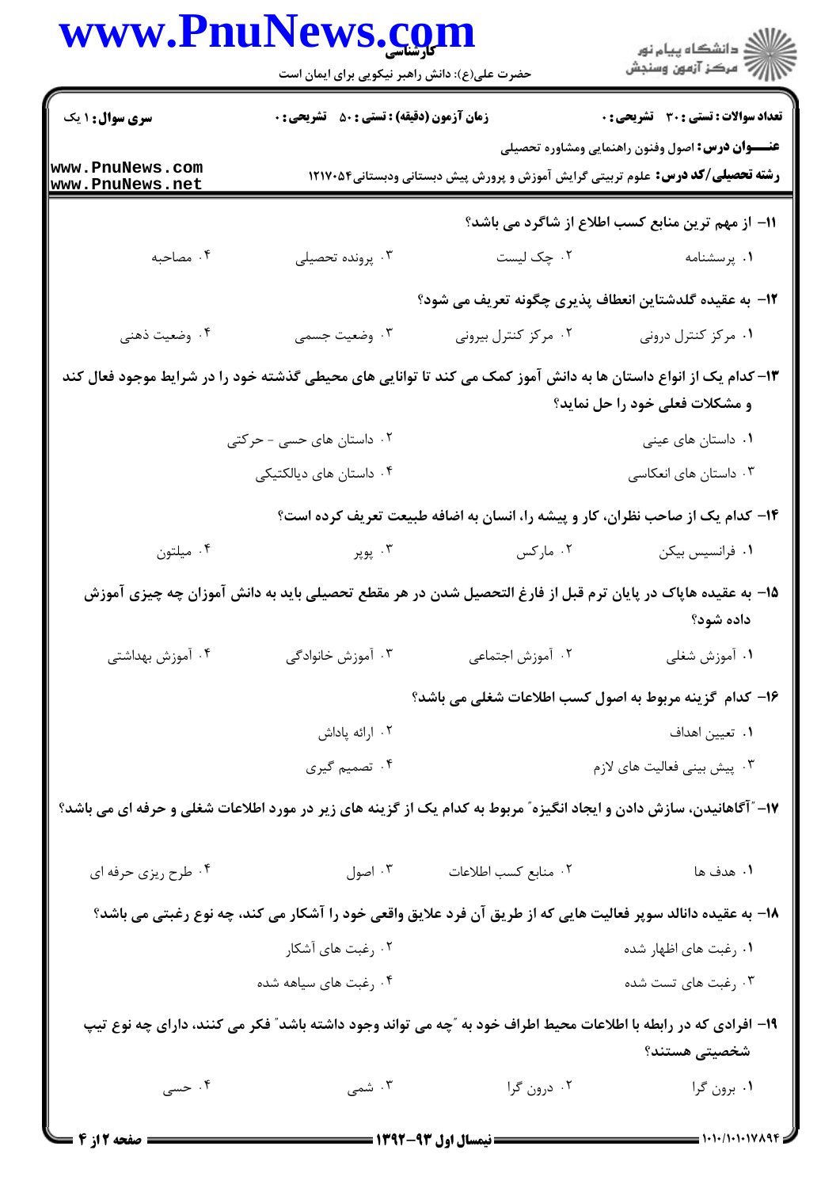**سری سوال:** ۱ یک | **زمان آزمون (دقیقه) : تستی :** ۵۰ **تشریحی :** ۰ | **تعداد سوالات : تستی :** ۳۰ **تشریحی :** ۰

**عنـــوان درس:** اصول وفنون راهنمایی ومشاوره تحصیلی

**رشته تحصیلی/کد درس:** علوم تربیتی گرایش آموزش و پرورش پیش دبستانی ودبستانی۱۲۱۷۰۵۴

۱۱- از مهم ترین منابع کسب اطلاع از شاگرد می باشد؟

۱. پرسشنامه  ۲. چک لیست  ۳. پرونده تحصیلی  ۴. مصاحبه

۱۲- به عقیده گلدشتاین انعطاف پذیری چگونه تعریف می شود؟

۱. مرکز کنترل درونی  ۲. مرکز کنترل بیرونی  ۳. وضعیت جسمی  ۴. وضعیت ذهنی

۱۳- کدام یک از انواع داستان ها به دانش آموز کمک می کند تا توانایی های محیطی گذشته خود را در شرایط موجود فعال کند و مشکلات فعلی خود را حل نماید؟

۱. داستان های عینی  ۲. داستان های حسی - حرکتی  ۳. داستان های انعکاسی  ۴. داستان های دیالکتیکی

۱۴- کدام یک از صاحب نظران، کار و پیشه را، انسان به اضافه طبیعت تعریف کرده است؟

۱. فرانسیس بیکن  ۲. مارکس  ۳. پوپر  ۴. میلتون

۱۵- به عقیده هاپاک در پایان ترم قبل از فارغ التحصیل شدن در هر مقطع تحصیلی باید به دانش آموزان چه چیزی آموزش داده شود؟

۱. آموزش شغلی  ۲. آموزش اجتماعی  ۳. آموزش خانوادگی  ۴. آموزش بهداشتی

۱۶- کدام گزینه مربوط به اصول کسب اطلاعات شغلی می باشد؟

۱. تعیین اهداف  ۲. ارائه پاداش  ۳. پیش بینی فعالیت های لازم  ۴. تصمیم گیری

۱۷- "آگاهانیدن، سازش دادن و ایجاد انگیزه" مربوط به کدام یک از گزینه های زیر در مورد اطلاعات شغلی و حرفه ای می باشد؟

۱. هدف ها  ۲. منابع کسب اطلاعات  ۳. اصول  ۴. طرح ریزی حرفه ای

۱۸- به عقیده دانالد سوپر فعالیت هایی که از طریق آن فرد علایق واقعی خود را آشکار می کند، چه نوع رغبتی می باشد؟

۱. رغبت های اظهار شده  ۲. رغبت های آشکار  ۳. رغبت های تست شده  ۴. رغبت های سیاهه شده

۱۹- افرادی که در رابطه با اطلاعات محیط اطراف خود به "چه می تواند وجود داشته باشد" فکر می کنند، دارای چه نوع تیپ شخصیتی هستند؟

۱. برون گرا  ۲. درون گرا  ۳. شمی  ۴. حسی

**نیمسال اول ۹۳-۱۳۹۲**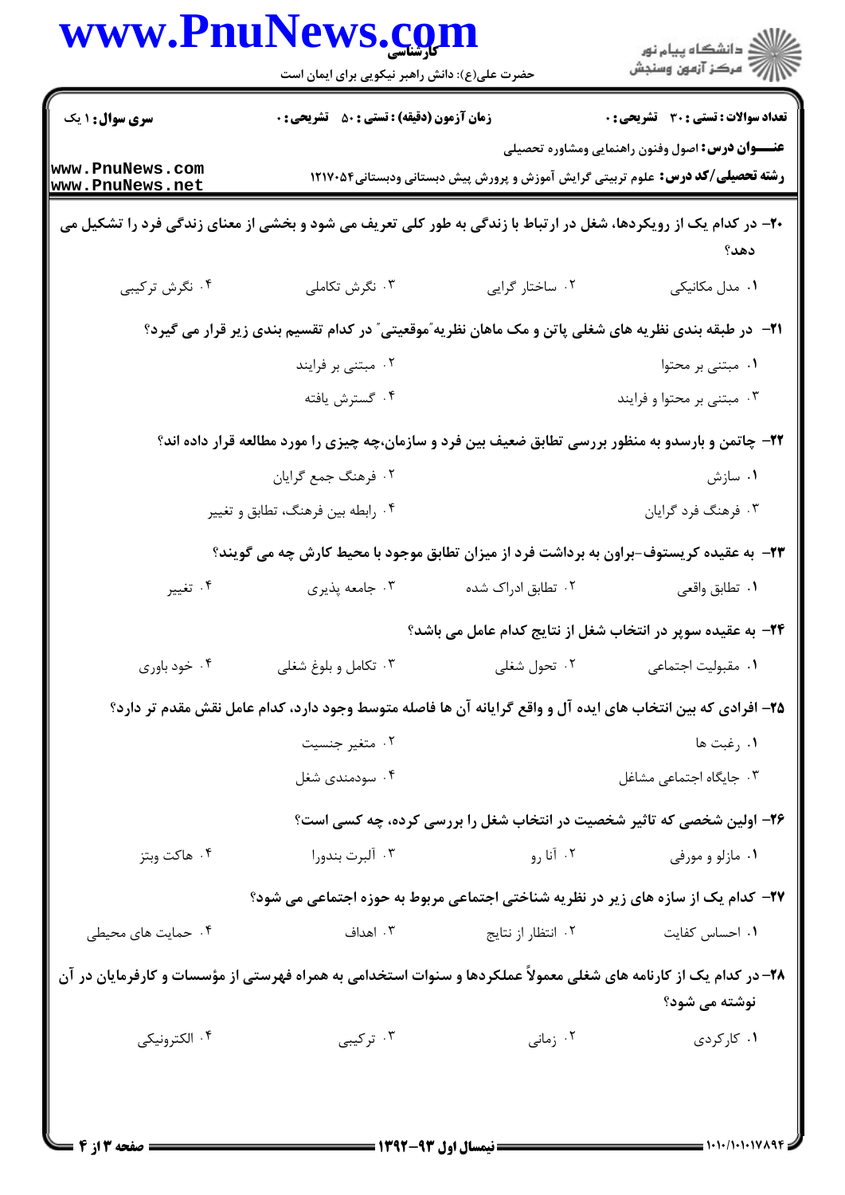**سری سوال:** ۱ یک

**زمان آزمون (دقیقه) : تستی :** ۵۰ **تشریحی :** ۰

**تعداد سوالات : تستی :** ۳۰ **تشریحی :** ۰

**عنـــوان درس:** اصول وفنون راهنمایی ومشاوره تحصیلی

**رشته تحصیلی/کد درس:** علوم تربیتی گرایش آموزش و پرورش پیش دبستانی ودبستانی۱۲۱۷۰۵۴

**۲۰-** در کدام یک از رویکردها، شغل در ارتباط با زندگی به طور کلی تعریف می شود و بخشی از معنای زندگی فرد را تشکیل می دهد؟

۱. مدل مکانیکی
۲. ساختار گرایی
۳. نگرش تکاملی
۴. نگرش ترکیبی

**۲۱-** در طبقه بندی نظریه های شغلی پاتن و مک ماهان نظریه "موقعیتی" در کدام تقسیم بندی زیر قرار می گیرد؟

۱. مبتنی بر محتوا
۲. مبتنی بر فرایند
۳. مبتنی بر محتوا و فرایند
۴. گسترش یافته

**۲۲-** چاتمن و بارسدو به منظور بررسی تطابق ضعیف بین فرد و سازمان،چه چیزی را مورد مطالعه قرار داده اند؟

۱. سازش
۲. فرهنگ جمع گرایان
۳. فرهنگ فرد گرایان
۴. رابطه بین فرهنگ، تطابق و تغییر

**۲۳-** به عقیده کریستوف-براون به برداشت فرد از میزان تطابق موجود با محیط کارش چه می گویند؟

۱. تطابق واقعی
۲. تطابق ادراک شده
۳. جامعه پذیری
۴. تغییر

**۲۴-** به عقیده سوپر در انتخاب شغل از نتایج کدام عامل می باشد؟

۱. مقبولیت اجتماعی
۲. تحول شغلی
۳. تکامل و بلوغ شغلی
۴. خود باوری

**۲۵-** افرادی که بین انتخاب های ایده آل و واقع گرایانه آن ها فاصله متوسط وجود دارد، کدام عامل نقش مقدم تر دارد؟

۱. رغبت ها
۲. متغیر جنسیت
۳. جایگاه اجتماعی مشاغل
۴. سودمندی شغل

**۲۶-** اولین شخصی که تاثیر شخصیت در انتخاب شغل را بررسی کرده، چه کسی است؟

۱. مازلو و مورفی
۲. آنا رو
۳. آلبرت بندورا
۴. هاکت وبتز

**۲۷-** کدام یک از سازه های زیر در نظریه شناختی اجتماعی مربوط به حوزه اجتماعی می شود؟

۱. احساس کفایت
۲. انتظار از نتایج
۳. اهداف
۴. حمایت های محیطی

**۲۸-** در کدام یک از کارنامه های شغلی معمولاً عملکردها و سنوات استخدامی به همراه فهرستی از مؤسسات و کارفرمایان در آن نوشته می شود؟

۱. کارکردی
۲. زمانی
۳. ترکیبی
۴. الکترونیکی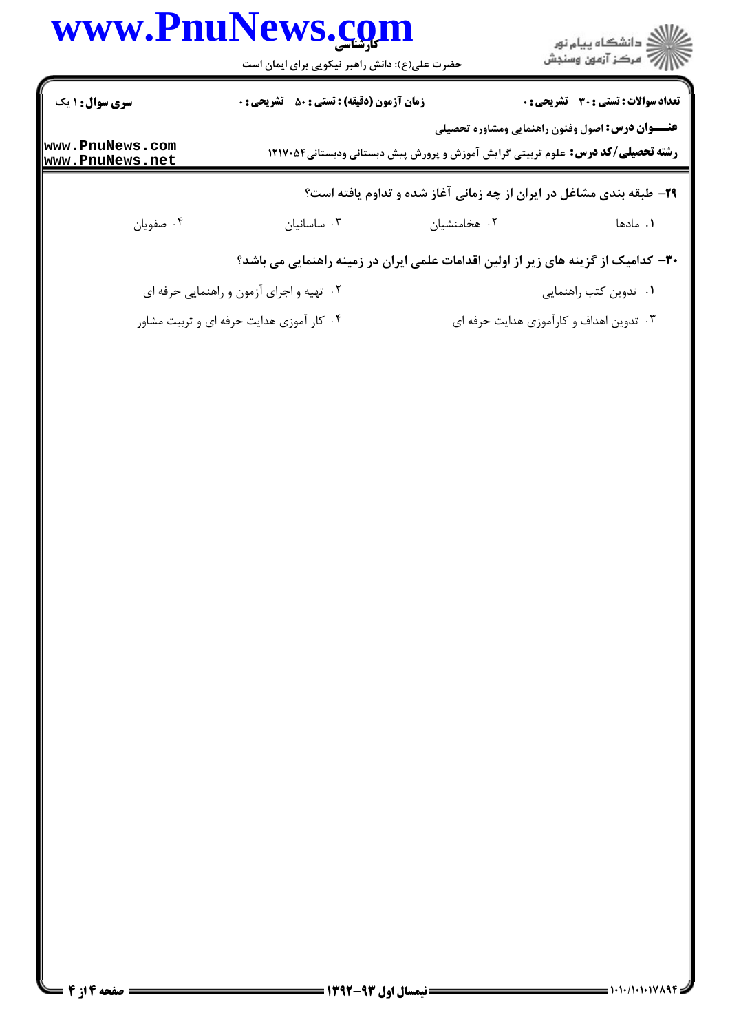**۲۹- طبقه بندی مشاغل در ایران از چه زمانی آغاز شده و تداوم یافته است؟**

۱. مادها

۲. هخامنشیان

۳. ساسانیان

۴. صفویان

**۳۰- کدامیک از گزینه های زیر از اولین اقدامات علمی ایران در زمینه راهنمایی می باشد؟**

۱. تدوین کتب راهنمایی

۲. تهیه و اجرای آزمون و راهنمایی حرفه ای

۳. تدوین اهداف و کارآموزی هدایت حرفه ای

۴. کار آموزی هدایت حرفه ای و تربیت مشاور